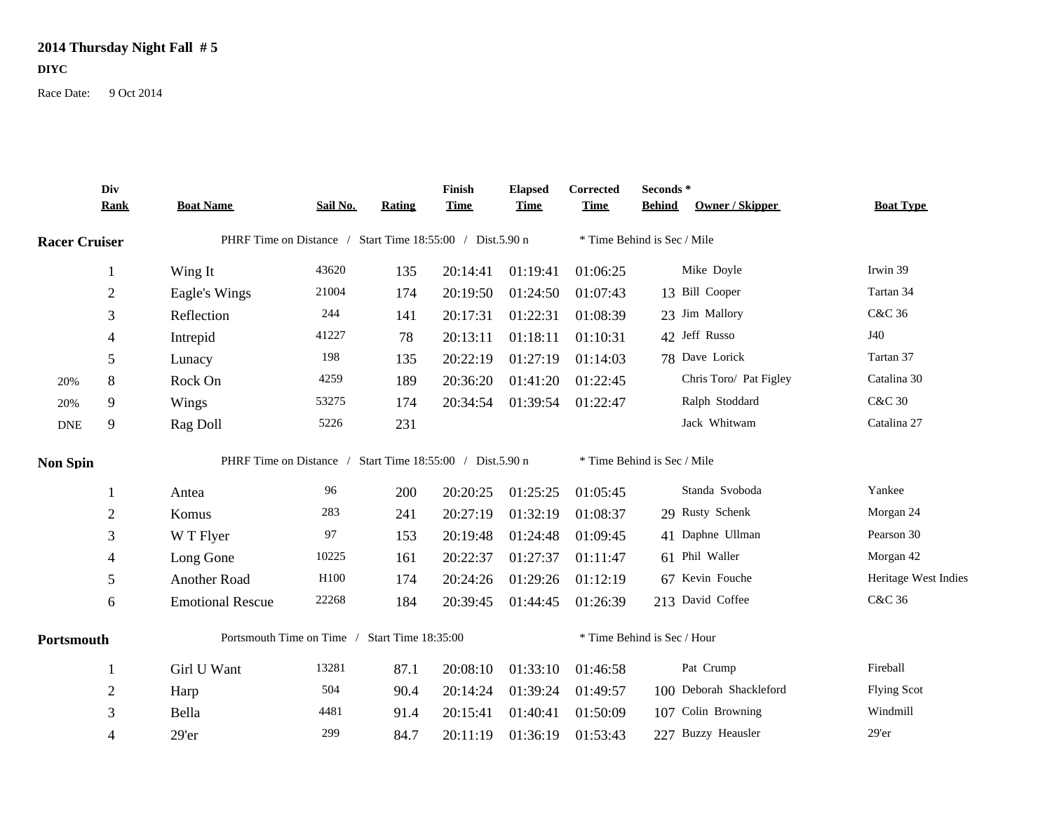# 2014 Thursday Night Fall # 5

**DIYC**

Race Date: 9 Oct 2014

| | Div Rank | Boat Name | Sail No. | Rating | Finish Time | Elapsed Time | Corrected Time | Seconds * Behind | Owner / Skipper | Boat Type |
|---|---|---|---|---|---|---|---|---|---|---|
| **Racer Cruiser** | | PHRF Time on Distance / Start Time 18:55:00 / Dist.5.90 n | | | | | * Time Behind is Sec / Mile | | | |
| | 1 | Wing It | 43620 | 135 | 20:14:41 | 01:19:41 | 01:06:25 | | Mike Doyle | Irwin 39 |
| | 2 | Eagle's Wings | 21004 | 174 | 20:19:50 | 01:24:50 | 01:07:43 | 13 | Bill Cooper | Tartan 34 |
| | 3 | Reflection | 244 | 141 | 20:17:31 | 01:22:31 | 01:08:39 | 23 | Jim Mallory | C&C 36 |
| | 4 | Intrepid | 41227 | 78 | 20:13:11 | 01:18:11 | 01:10:31 | 42 | Jeff Russo | J40 |
| | 5 | Lunacy | 198 | 135 | 20:22:19 | 01:27:19 | 01:14:03 | 78 | Dave Lorick | Tartan 37 |
| 20% | 8 | Rock On | 4259 | 189 | 20:36:20 | 01:41:20 | 01:22:45 | | Chris Toro/ Pat Figley | Catalina 30 |
| 20% | 9 | Wings | 53275 | 174 | 20:34:54 | 01:39:54 | 01:22:47 | | Ralph Stoddard | C&C 30 |
| DNE | 9 | Rag Doll | 5226 | 231 | | | | | Jack Whitwam | Catalina 27 |
| **Non Spin** | | PHRF Time on Distance / Start Time 18:55:00 / Dist.5.90 n | | | | | * Time Behind is Sec / Mile | | | |
| | 1 | Antea | 96 | 200 | 20:20:25 | 01:25:25 | 01:05:45 | | Standa Svoboda | Yankee |
| | 2 | Komus | 283 | 241 | 20:27:19 | 01:32:19 | 01:08:37 | 29 | Rusty Schenk | Morgan 24 |
| | 3 | W T Flyer | 97 | 153 | 20:19:48 | 01:24:48 | 01:09:45 | 41 | Daphne Ullman | Pearson 30 |
| | 4 | Long Gone | 10225 | 161 | 20:22:37 | 01:27:37 | 01:11:47 | 61 | Phil Waller | Morgan 42 |
| | 5 | Another Road | H100 | 174 | 20:24:26 | 01:29:26 | 01:12:19 | 67 | Kevin Fouche | Heritage West Indies |
| | 6 | Emotional Rescue | 22268 | 184 | 20:39:45 | 01:44:45 | 01:26:39 | 213 | David Coffee | C&C 36 |
| **Portsmouth** | | Portsmouth Time on Time / Start Time 18:35:00 | | | | | * Time Behind is Sec / Hour | | | |
| | 1 | Girl U Want | 13281 | 87.1 | 20:08:10 | 01:33:10 | 01:46:58 | | Pat Crump | Fireball |
| | 2 | Harp | 504 | 90.4 | 20:14:24 | 01:39:24 | 01:49:57 | 100 | Deborah Shackleford | Flying Scot |
| | 3 | Bella | 4481 | 91.4 | 20:15:41 | 01:40:41 | 01:50:09 | 107 | Colin Browning | Windmill |
| | 4 | 29'er | 299 | 84.7 | 20:11:19 | 01:36:19 | 01:53:43 | 227 | Buzzy Heausler | 29'er |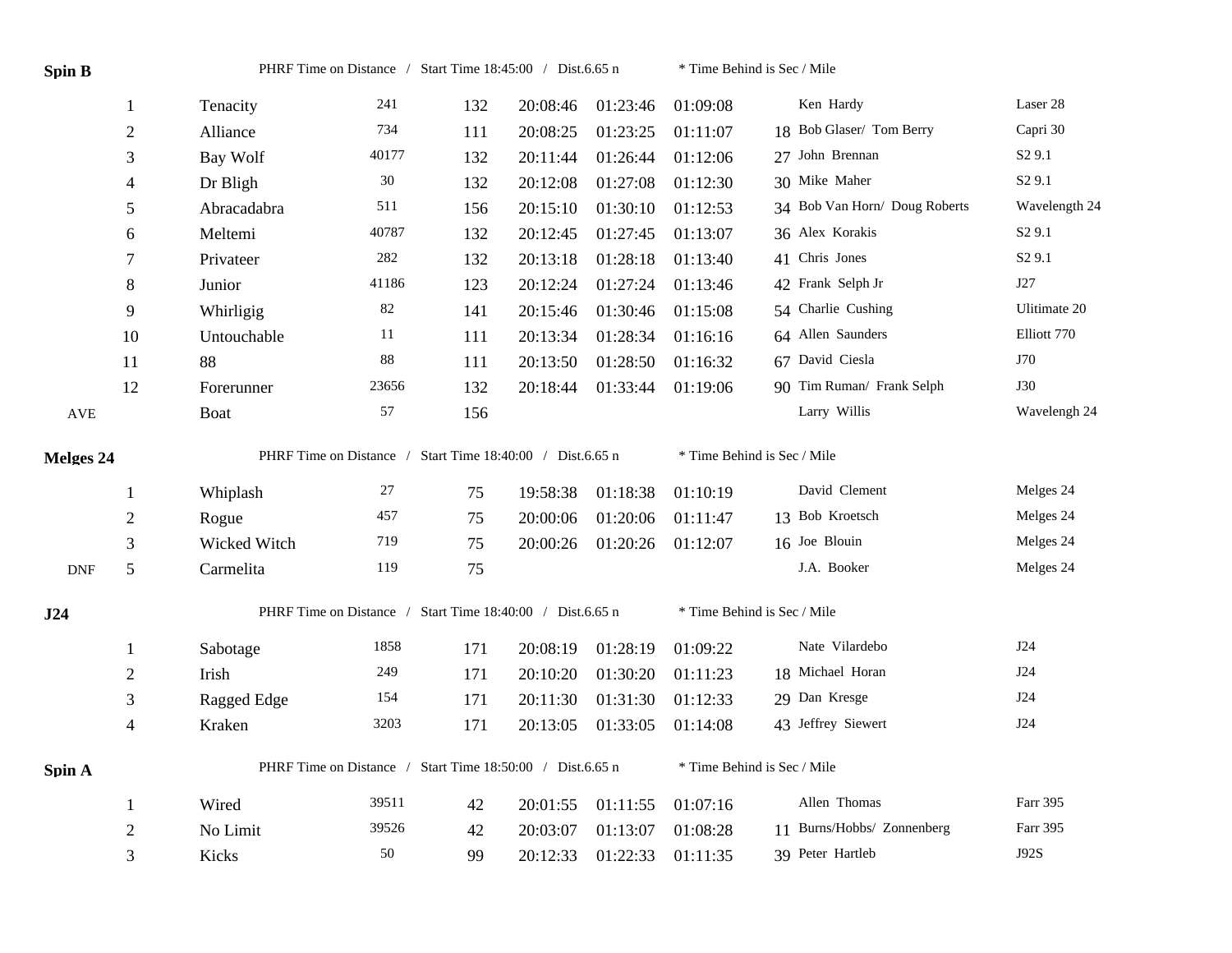**Spin B** PHRF Time on Distance / Start Time 18:45:00 / Dist.6.65 n * Time Behind is Sec / Mile

| | Pos | Boat | Sail | PHRF | Finish | Elapsed | Corrected | Behind | Skipper | Type |
|---|---|---|---|---|---|---|---|---|---|---|
| | 1 | Tenacity | 241 | 132 | 20:08:46 | 01:23:46 | 01:09:08 | | Ken Hardy | Laser 28 |
| | 2 | Alliance | 734 | 111 | 20:08:25 | 01:23:25 | 01:11:07 | 18 | Bob Glaser/ Tom Berry | Capri 30 |
| | 3 | Bay Wolf | 40177 | 132 | 20:11:44 | 01:26:44 | 01:12:06 | 27 | John Brennan | S2 9.1 |
| | 4 | Dr Bligh | 30 | 132 | 20:12:08 | 01:27:08 | 01:12:30 | 30 | Mike Maher | S2 9.1 |
| | 5 | Abracadabra | 511 | 156 | 20:15:10 | 01:30:10 | 01:12:53 | 34 | Bob Van Horn/ Doug Roberts | Wavelength 24 |
| | 6 | Meltemi | 40787 | 132 | 20:12:45 | 01:27:45 | 01:13:07 | 36 | Alex Korakis | S2 9.1 |
| | 7 | Privateer | 282 | 132 | 20:13:18 | 01:28:18 | 01:13:40 | 41 | Chris Jones | S2 9.1 |
| | 8 | Junior | 41186 | 123 | 20:12:24 | 01:27:24 | 01:13:46 | 42 | Frank Selph Jr | J27 |
| | 9 | Whirligig | 82 | 141 | 20:15:46 | 01:30:46 | 01:15:08 | 54 | Charlie Cushing | Ulitimate 20 |
| | 10 | Untouchable | 11 | 111 | 20:13:34 | 01:28:34 | 01:16:16 | 64 | Allen Saunders | Elliott 770 |
| | 11 | 88 | 88 | 111 | 20:13:50 | 01:28:50 | 01:16:32 | 67 | David Ciesla | J70 |
| | 12 | Forerunner | 23656 | 132 | 20:18:44 | 01:33:44 | 01:19:06 | 90 | Tim Ruman/ Frank Selph | J30 |
| AVE | | Boat | 57 | 156 | | | | | Larry Willis | Wavelengh 24 |

**Melges 24** PHRF Time on Distance / Start Time 18:40:00 / Dist.6.65 n * Time Behind is Sec / Mile

| | Pos | Boat | Sail | PHRF | Finish | Elapsed | Corrected | Behind | Skipper | Type |
|---|---|---|---|---|---|---|---|---|---|---|
| | 1 | Whiplash | 27 | 75 | 19:58:38 | 01:18:38 | 01:10:19 | | David Clement | Melges 24 |
| | 2 | Rogue | 457 | 75 | 20:00:06 | 01:20:06 | 01:11:47 | 13 | Bob Kroetsch | Melges 24 |
| | 3 | Wicked Witch | 719 | 75 | 20:00:26 | 01:20:26 | 01:12:07 | 16 | Joe Blouin | Melges 24 |
| DNF | 5 | Carmelita | 119 | 75 | | | | | J.A. Booker | Melges 24 |

**J24** PHRF Time on Distance / Start Time 18:40:00 / Dist.6.65 n * Time Behind is Sec / Mile

| | Pos | Boat | Sail | PHRF | Finish | Elapsed | Corrected | Behind | Skipper | Type |
|---|---|---|---|---|---|---|---|---|---|---|
| | 1 | Sabotage | 1858 | 171 | 20:08:19 | 01:28:19 | 01:09:22 | | Nate Vilardebo | J24 |
| | 2 | Irish | 249 | 171 | 20:10:20 | 01:30:20 | 01:11:23 | 18 | Michael Horan | J24 |
| | 3 | Ragged Edge | 154 | 171 | 20:11:30 | 01:31:30 | 01:12:33 | 29 | Dan Kresge | J24 |
| | 4 | Kraken | 3203 | 171 | 20:13:05 | 01:33:05 | 01:14:08 | 43 | Jeffrey Siewert | J24 |

**Spin A** PHRF Time on Distance / Start Time 18:50:00 / Dist.6.65 n * Time Behind is Sec / Mile

| | Pos | Boat | Sail | PHRF | Finish | Elapsed | Corrected | Behind | Skipper | Type |
|---|---|---|---|---|---|---|---|---|---|---|
| | 1 | Wired | 39511 | 42 | 20:01:55 | 01:11:55 | 01:07:16 | | Allen Thomas | Farr 395 |
| | 2 | No Limit | 39526 | 42 | 20:03:07 | 01:13:07 | 01:08:28 | 11 | Burns/Hobbs/ Zonnenberg | Farr 395 |
| | 3 | Kicks | 50 | 99 | 20:12:33 | 01:22:33 | 01:11:35 | 39 | Peter Hartleb | J92S |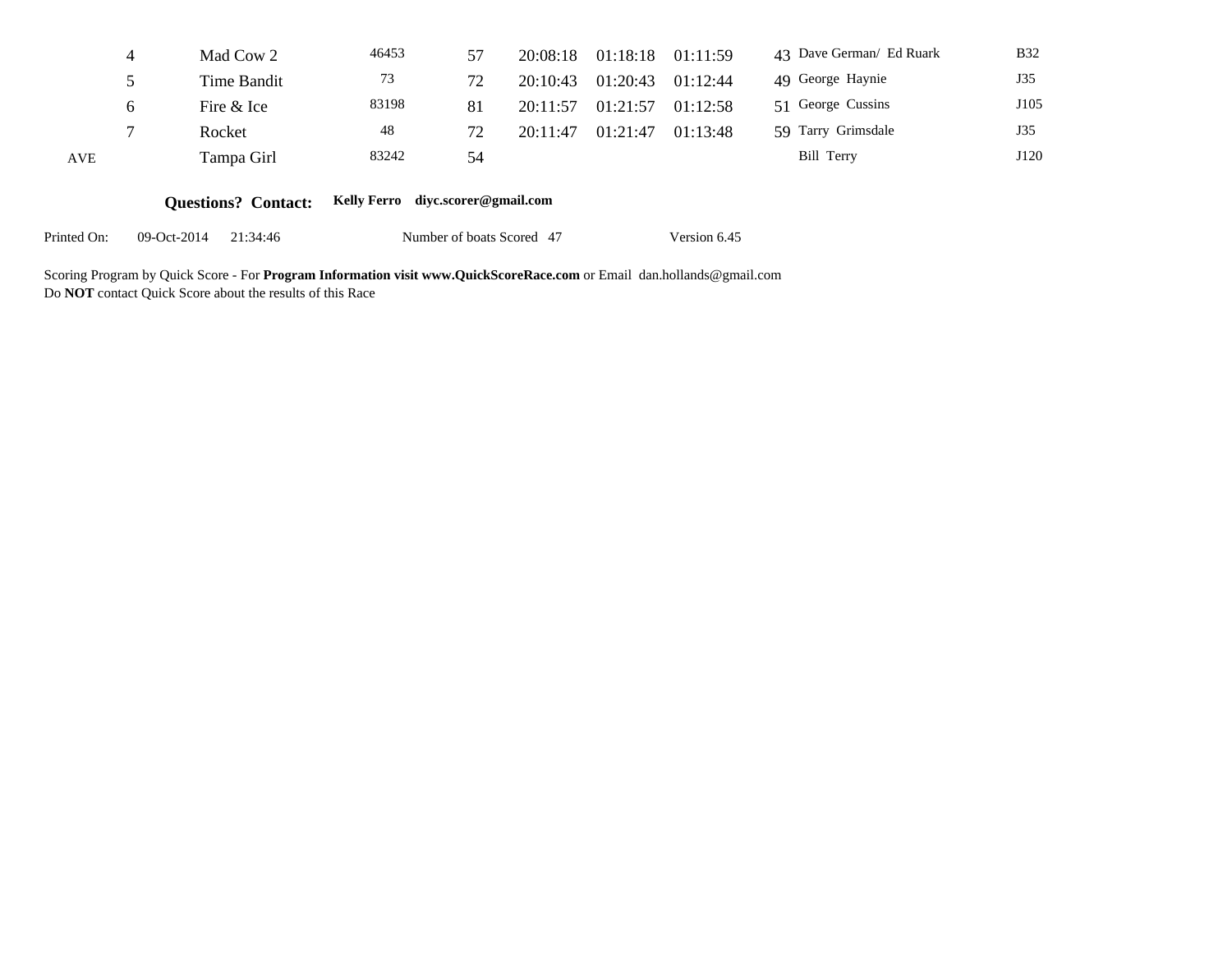| | | | | | | | | | |
|---|---|---|---|---|---|---|---|---|---|
| | 4 | Mad Cow 2 | 46453 | 57 | 20:08:18 | 01:18:18 | 01:11:59 | 43 Dave German/ Ed Ruark | B32 |
| | 5 | Time Bandit | 73 | 72 | 20:10:43 | 01:20:43 | 01:12:44 | 49 George Haynie | J35 |
| | 6 | Fire & Ice | 83198 | 81 | 20:11:57 | 01:21:57 | 01:12:58 | 51 George Cussins | J105 |
| | 7 | Rocket | 48 | 72 | 20:11:47 | 01:21:47 | 01:13:48 | 59 Tarry Grimsdale | J35 |
| AVE | | Tampa Girl | 83242 | 54 | | | | Bill Terry | J120 |

**Questions? Contact:** **Kelly Ferro diyc.scorer@gmail.com**

Printed On: 09-Oct-2014 21:34:46 Number of boats Scored 47 Version 6.45

Scoring Program by Quick Score - For **Program Information visit www.QuickScoreRace.com** or Email dan.hollands@gmail.com
Do **NOT** contact Quick Score about the results of this Race